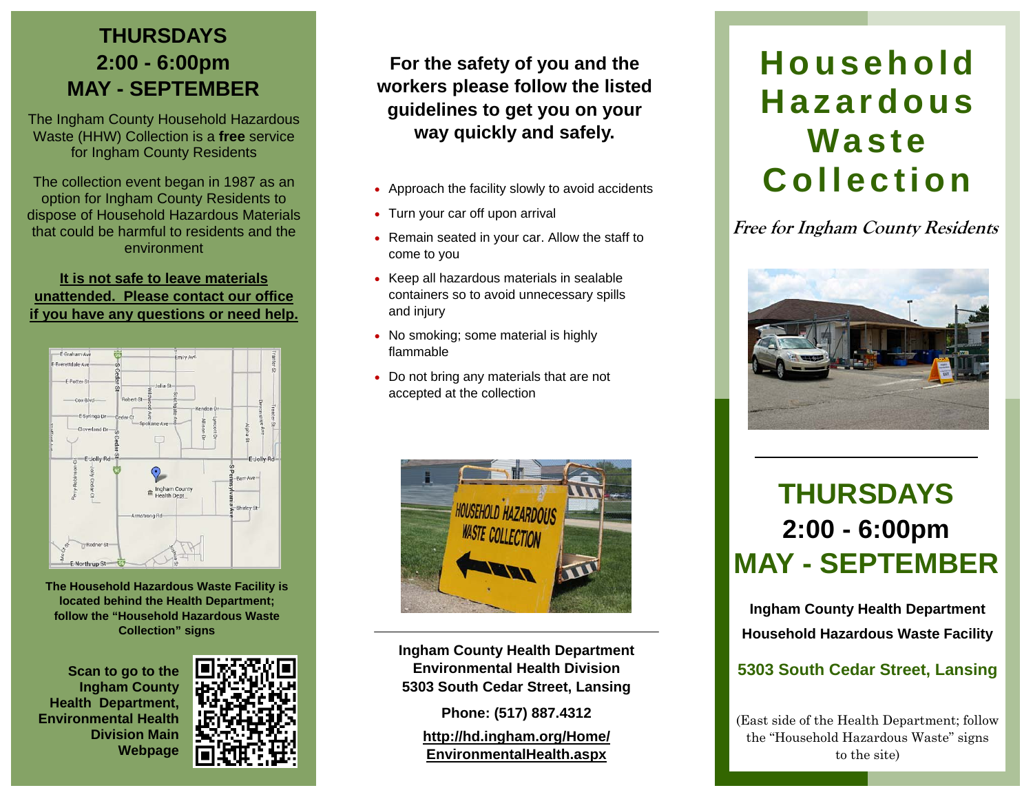**THURSDAYS**
**2:00 - 6:00pm**
**MAY - SEPTEMBER**

The Ingham County Household Hazardous Waste (HHW) Collection is a **free** service for Ingham County Residents

The collection event began in 1987 as an option for Ingham County Residents to dispose of Household Hazardous Materials that could be harmful to residents and the environment

**It is not safe to leave materials unattended. Please contact our office if you have any questions or need help.**

**The Household Hazardous Waste Facility is located behind the Health Department; follow the "Household Hazardous Waste Collection" signs**

**Scan to go to the Ingham County Health Department, Environmental Health Division Main Webpage**

**For the safety of you and the workers please follow the listed guidelines to get you on your way quickly and safely.**

- Approach the facility slowly to avoid accidents
- Turn your car off upon arrival
- Remain seated in your car. Allow the staff to come to you
- Keep all hazardous materials in sealable containers so to avoid unnecessary spills and injury
- No smoking; some material is highly flammable
- Do not bring any materials that are not accepted at the collection

**Ingham County Health Department**
**Environmental Health Division**
**5303 South Cedar Street, Lansing**

**Phone: (517) 887.4312**

**http://hd.ingham.org/Home/EnvironmentalHealth.aspx**

# Household Hazardous Waste Collection

*Free for Ingham County Residents*

## THURSDAYS
## 2:00 - 6:00pm
## MAY - SEPTEMBER

**Ingham County Health Department**
**Household Hazardous Waste Facility**

**5303 South Cedar Street, Lansing**

(East side of the Health Department; follow the "Household Hazardous Waste" signs to the site)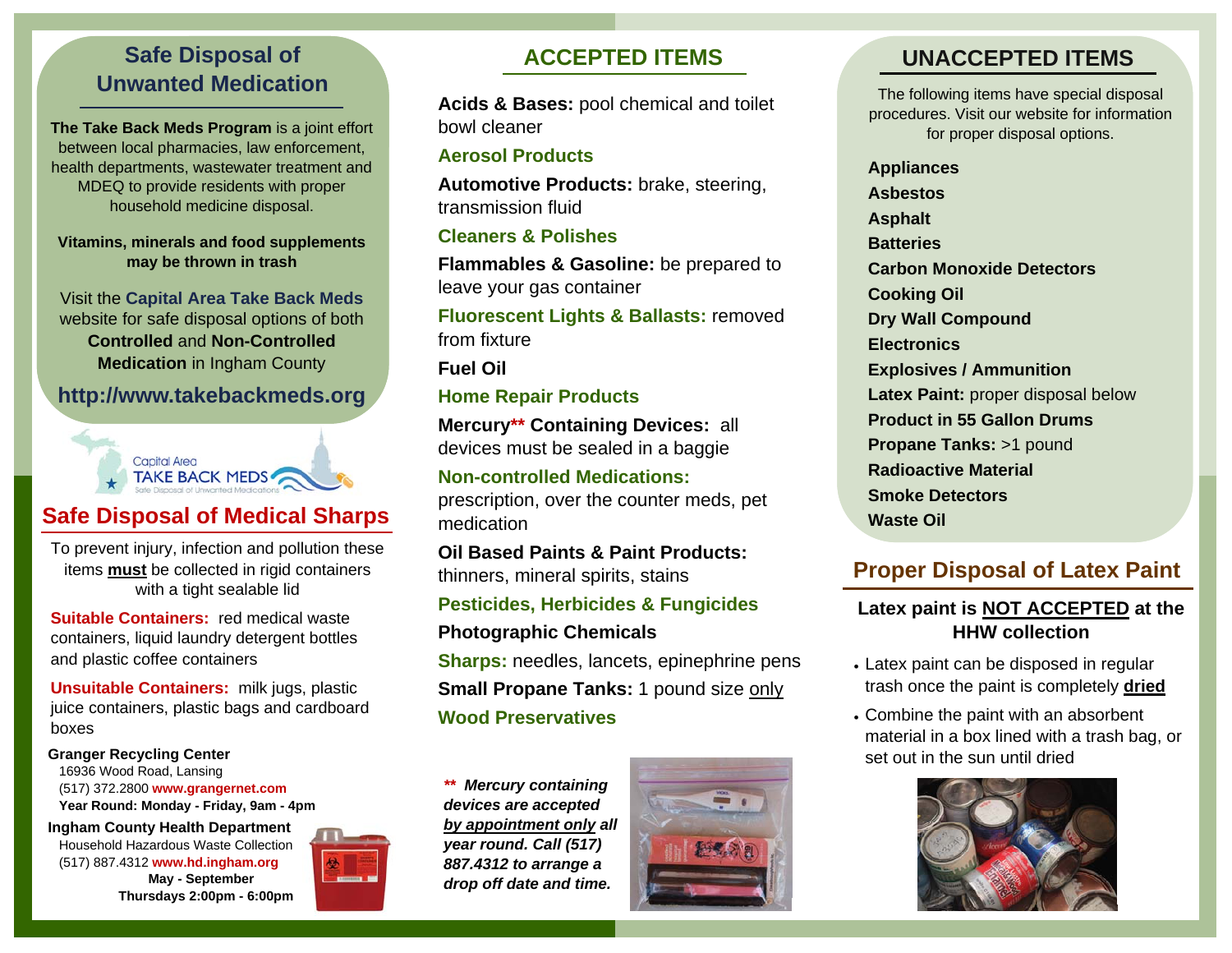## Safe Disposal of Unwanted Medication

**The Take Back Meds Program** is a joint effort between local pharmacies, law enforcement, health departments, wastewater treatment and MDEQ to provide residents with proper household medicine disposal.

**Vitamins, minerals and food supplements may be thrown in trash**

Visit the **Capital Area Take Back Meds** website for safe disposal options of both **Controlled** and **Non-Controlled Medication** in Ingham County

**http://www.takebackmeds.org**

Capital Area TAKE BACK MEDS
Safe Disposal of Unwanted Medications

## Safe Disposal of Medical Sharps

To prevent injury, infection and pollution these items **must** be collected in rigid containers with a tight sealable lid

**Suitable Containers:** red medical waste containers, liquid laundry detergent bottles and plastic coffee containers

**Unsuitable Containers:** milk jugs, plastic juice containers, plastic bags and cardboard boxes

**Granger Recycling Center**
16936 Wood Road, Lansing
(517) 372.2800 **www.grangernet.com**
**Year Round: Monday - Friday, 9am - 4pm**

**Ingham County Health Department**
Household Hazardous Waste Collection
(517) 887.4312 **www.hd.ingham.org**
**May - September**
**Thursdays 2:00pm - 6:00pm**

## ACCEPTED ITEMS

**Acids & Bases:** pool chemical and toilet bowl cleaner

**Aerosol Products**

**Automotive Products:** brake, steering, transmission fluid

**Cleaners & Polishes**

**Flammables & Gasoline:** be prepared to leave your gas container

**Fluorescent Lights & Ballasts:** removed from fixture

**Fuel Oil**

**Home Repair Products**

**Mercury** ** **Containing Devices:** all devices must be sealed in a baggie

**Non-controlled Medications:** prescription, over the counter meds, pet medication

**Oil Based Paints & Paint Products:** thinners, mineral spirits, stains

**Pesticides, Herbicides & Fungicides**

**Photographic Chemicals**

**Sharps:** needles, lancets, epinephrine pens

**Small Propane Tanks:** 1 pound size only

**Wood Preservatives**

***\*\* Mercury containing devices are accepted by appointment only all year round. Call (517) 887.4312 to arrange a drop off date and time.***

## UNACCEPTED ITEMS

The following items have special disposal procedures. Visit our website for information for proper disposal options.

**Appliances**
**Asbestos**
**Asphalt**
**Batteries**
**Carbon Monoxide Detectors**
**Cooking Oil**
**Dry Wall Compound**
**Electronics**
**Explosives / Ammunition**
**Latex Paint:** proper disposal below
**Product in 55 Gallon Drums**
**Propane Tanks:** >1 pound
**Radioactive Material**
**Smoke Detectors**
**Waste Oil**

## Proper Disposal of Latex Paint

**Latex paint is NOT ACCEPTED at the HHW collection**

- Latex paint can be disposed in regular trash once the paint is completely **dried**
- Combine the paint with an absorbent material in a box lined with a trash bag, or set out in the sun until dried